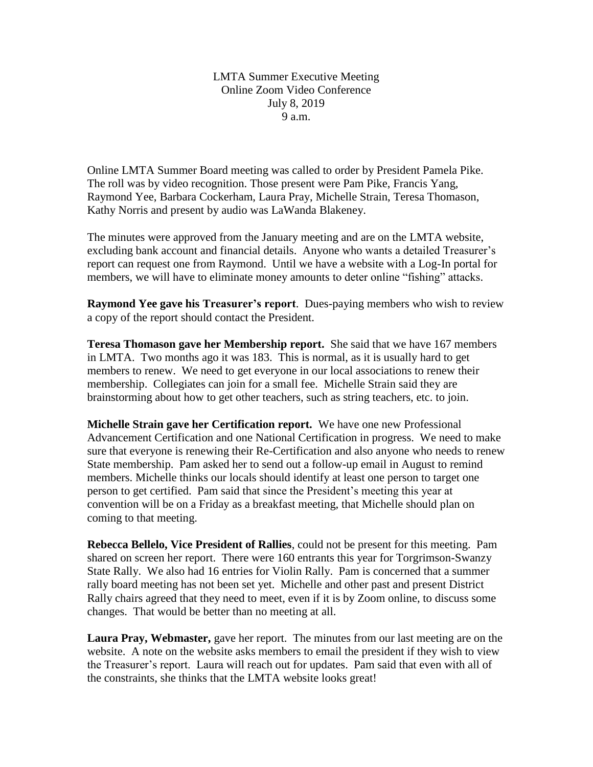LMTA Summer Executive Meeting
Online Zoom Video Conference
July 8, 2019
9 a.m.

Online LMTA Summer Board meeting was called to order by President Pamela Pike. The roll was by video recognition. Those present were Pam Pike, Francis Yang, Raymond Yee, Barbara Cockerham, Laura Pray, Michelle Strain, Teresa Thomason, Kathy Norris and present by audio was LaWanda Blakeney.

The minutes were approved from the January meeting and are on the LMTA website, excluding bank account and financial details. Anyone who wants a detailed Treasurer's report can request one from Raymond. Until we have a website with a Log-In portal for members, we will have to eliminate money amounts to deter online "fishing" attacks.

**Raymond Yee gave his Treasurer's report**. Dues-paying members who wish to review a copy of the report should contact the President.

**Teresa Thomason gave her Membership report.** She said that we have 167 members in LMTA. Two months ago it was 183. This is normal, as it is usually hard to get members to renew. We need to get everyone in our local associations to renew their membership. Collegiates can join for a small fee. Michelle Strain said they are brainstorming about how to get other teachers, such as string teachers, etc. to join.

**Michelle Strain gave her Certification report.** We have one new Professional Advancement Certification and one National Certification in progress. We need to make sure that everyone is renewing their Re-Certification and also anyone who needs to renew State membership. Pam asked her to send out a follow-up email in August to remind members. Michelle thinks our locals should identify at least one person to target one person to get certified. Pam said that since the President's meeting this year at convention will be on a Friday as a breakfast meeting, that Michelle should plan on coming to that meeting.

**Rebecca Bellelo, Vice President of Rallies**, could not be present for this meeting. Pam shared on screen her report. There were 160 entrants this year for Torgrimson-Swanzy State Rally. We also had 16 entries for Violin Rally. Pam is concerned that a summer rally board meeting has not been set yet. Michelle and other past and present District Rally chairs agreed that they need to meet, even if it is by Zoom online, to discuss some changes. That would be better than no meeting at all.

**Laura Pray, Webmaster,** gave her report. The minutes from our last meeting are on the website. A note on the website asks members to email the president if they wish to view the Treasurer's report. Laura will reach out for updates. Pam said that even with all of the constraints, she thinks that the LMTA website looks great!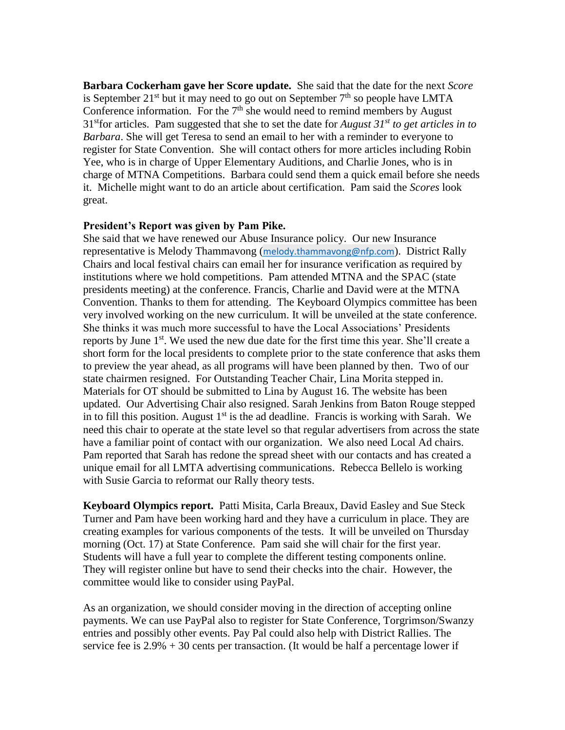**Barbara Cockerham gave her Score update.** She said that the date for the next *Score* is September 21st but it may need to go out on September 7th so people have LMTA Conference information. For the 7th she would need to remind members by August 31stfor articles. Pam suggested that she to set the date for *August 31st to get articles in to Barbara*. She will get Teresa to send an email to her with a reminder to everyone to register for State Convention. She will contact others for more articles including Robin Yee, who is in charge of Upper Elementary Auditions, and Charlie Jones, who is in charge of MTNA Competitions. Barbara could send them a quick email before she needs it. Michelle might want to do an article about certification. Pam said the *Scores* look great.

**President's Report was given by Pam Pike.**
She said that we have renewed our Abuse Insurance policy. Our new Insurance representative is Melody Thammavong (melody.thammavong@nfp.com). District Rally Chairs and local festival chairs can email her for insurance verification as required by institutions where we hold competitions. Pam attended MTNA and the SPAC (state presidents meeting) at the conference. Francis, Charlie and David were at the MTNA Convention. Thanks to them for attending. The Keyboard Olympics committee has been very involved working on the new curriculum. It will be unveiled at the state conference. She thinks it was much more successful to have the Local Associations' Presidents reports by June 1st. We used the new due date for the first time this year. She'll create a short form for the local presidents to complete prior to the state conference that asks them to preview the year ahead, as all programs will have been planned by then. Two of our state chairmen resigned. For Outstanding Teacher Chair, Lina Morita stepped in. Materials for OT should be submitted to Lina by August 16. The website has been updated. Our Advertising Chair also resigned. Sarah Jenkins from Baton Rouge stepped in to fill this position. August 1st is the ad deadline. Francis is working with Sarah. We need this chair to operate at the state level so that regular advertisers from across the state have a familiar point of contact with our organization. We also need Local Ad chairs. Pam reported that Sarah has redone the spread sheet with our contacts and has created a unique email for all LMTA advertising communications. Rebecca Bellelo is working with Susie Garcia to reformat our Rally theory tests.

**Keyboard Olympics report.** Patti Misita, Carla Breaux, David Easley and Sue Steck Turner and Pam have been working hard and they have a curriculum in place. They are creating examples for various components of the tests. It will be unveiled on Thursday morning (Oct. 17) at State Conference. Pam said she will chair for the first year. Students will have a full year to complete the different testing components online. They will register online but have to send their checks into the chair. However, the committee would like to consider using PayPal.

As an organization, we should consider moving in the direction of accepting online payments. We can use PayPal also to register for State Conference, Torgrimson/Swanzy entries and possibly other events. Pay Pal could also help with District Rallies. The service fee is 2.9% + 30 cents per transaction. (It would be half a percentage lower if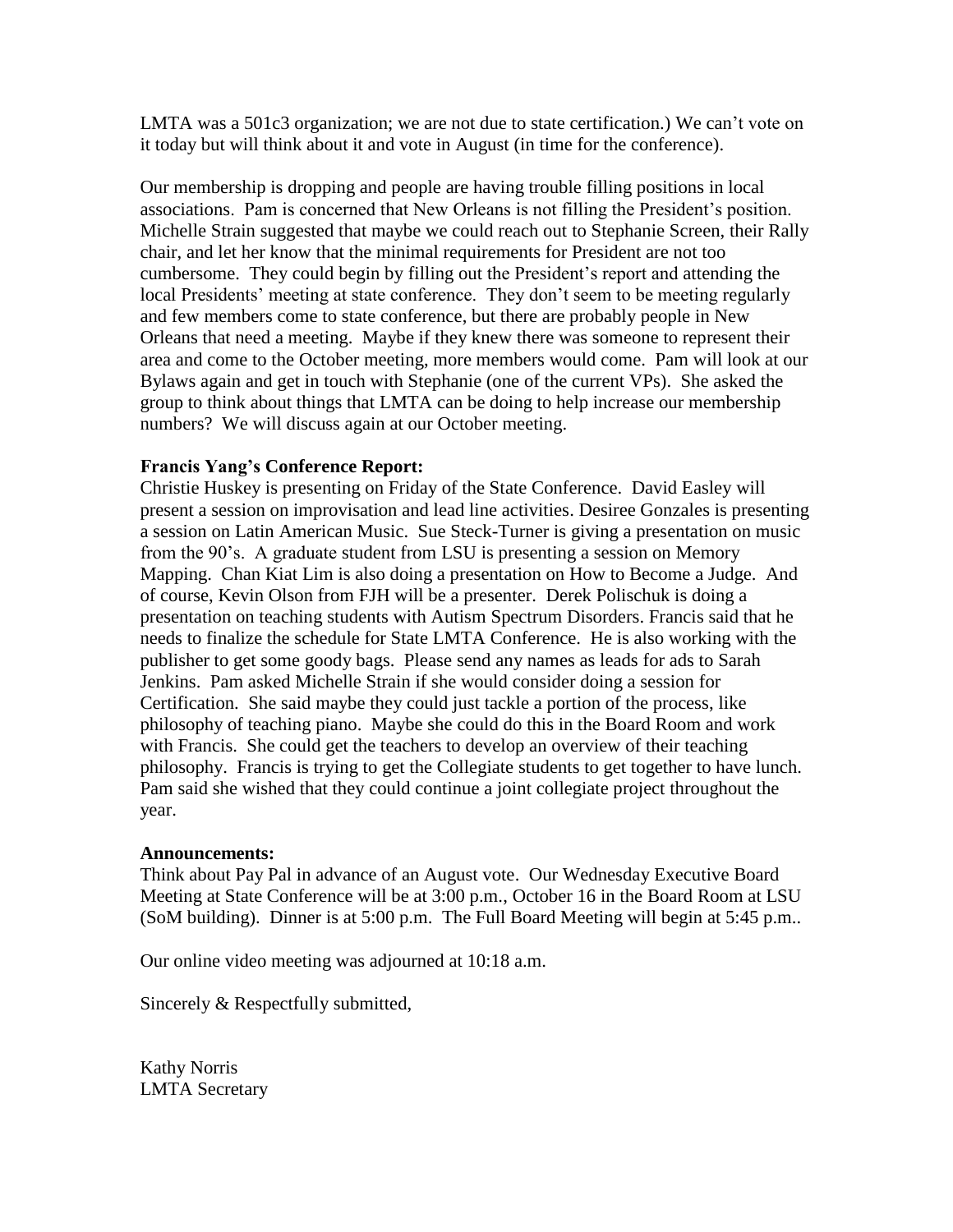LMTA was a 501c3 organization; we are not due to state certification.) We can't vote on it today but will think about it and vote in August (in time for the conference).

Our membership is dropping and people are having trouble filling positions in local associations. Pam is concerned that New Orleans is not filling the President's position. Michelle Strain suggested that maybe we could reach out to Stephanie Screen, their Rally chair, and let her know that the minimal requirements for President are not too cumbersome. They could begin by filling out the President's report and attending the local Presidents' meeting at state conference. They don't seem to be meeting regularly and few members come to state conference, but there are probably people in New Orleans that need a meeting. Maybe if they knew there was someone to represent their area and come to the October meeting, more members would come. Pam will look at our Bylaws again and get in touch with Stephanie (one of the current VPs). She asked the group to think about things that LMTA can be doing to help increase our membership numbers? We will discuss again at our October meeting.

**Francis Yang's Conference Report:**
Christie Huskey is presenting on Friday of the State Conference. David Easley will present a session on improvisation and lead line activities. Desiree Gonzales is presenting a session on Latin American Music. Sue Steck-Turner is giving a presentation on music from the 90's. A graduate student from LSU is presenting a session on Memory Mapping. Chan Kiat Lim is also doing a presentation on How to Become a Judge. And of course, Kevin Olson from FJH will be a presenter. Derek Polischuk is doing a presentation on teaching students with Autism Spectrum Disorders. Francis said that he needs to finalize the schedule for State LMTA Conference. He is also working with the publisher to get some goody bags. Please send any names as leads for ads to Sarah Jenkins. Pam asked Michelle Strain if she would consider doing a session for Certification. She said maybe they could just tackle a portion of the process, like philosophy of teaching piano. Maybe she could do this in the Board Room and work with Francis. She could get the teachers to develop an overview of their teaching philosophy. Francis is trying to get the Collegiate students to get together to have lunch. Pam said she wished that they could continue a joint collegiate project throughout the year.

**Announcements:**
Think about Pay Pal in advance of an August vote. Our Wednesday Executive Board Meeting at State Conference will be at 3:00 p.m., October 16 in the Board Room at LSU (SoM building). Dinner is at 5:00 p.m. The Full Board Meeting will begin at 5:45 p.m..

Our online video meeting was adjourned at 10:18 a.m.

Sincerely & Respectfully submitted,

Kathy Norris
LMTA Secretary